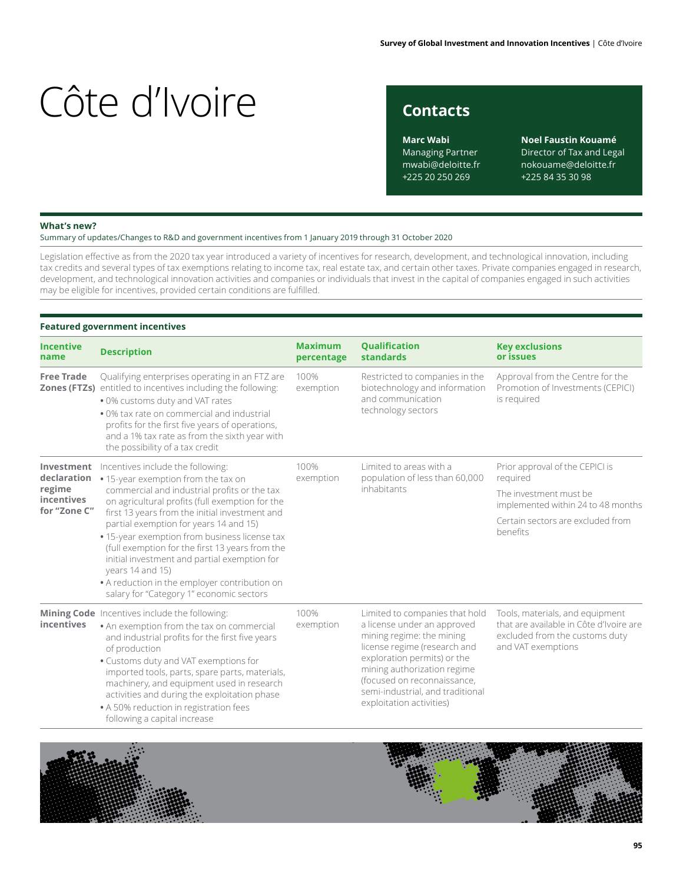# Côte d'Ivoire

## Contacts

**Marc Wabi**
Managing Partner
mwabi@deloitte.fr
+225 20 250 269

**Noel Faustin Kouamé**
Director of Tax and Legal
nokouame@deloitte.fr
+225 84 35 30 98

### What's new?

Summary of updates/Changes to R&D and government incentives from 1 January 2019 through 31 October 2020

Legislation effective as from the 2020 tax year introduced a variety of incentives for research, development, and technological innovation, including tax credits and several types of tax exemptions relating to income tax, real estate tax, and certain other taxes. Private companies engaged in research, development, and technological innovation activities and companies or individuals that invest in the capital of companies engaged in such activities may be eligible for incentives, provided certain conditions are fulfilled.

### Featured government incentives

| Incentive name | Description | Maximum percentage | Qualification standards | Key exclusions or issues |
|---|---|---|---|---|
| **Free Trade Zones (FTZs)** | Qualifying enterprises operating in an FTZ are entitled to incentives including the following:<br>• 0% customs duty and VAT rates<br>• 0% tax rate on commercial and industrial profits for the first five years of operations, and a 1% tax rate as from the sixth year with the possibility of a tax credit | 100% exemption | Restricted to companies in the biotechnology and information and communication technology sectors | Approval from the Centre for the Promotion of Investments (CEPICI) is required |
| **Investment declaration regime incentives for "Zone C"** | Incentives include the following:<br>• 15-year exemption from the tax on commercial and industrial profits or the tax on agricultural profits (full exemption for the first 13 years from the initial investment and partial exemption for years 14 and 15)<br>• 15-year exemption from business license tax (full exemption for the first 13 years from the initial investment and partial exemption for years 14 and 15)<br>• A reduction in the employer contribution on salary for "Category 1" economic sectors | 100% exemption | Limited to areas with a population of less than 60,000 inhabitants | Prior approval of the CEPICI is required<br>The investment must be implemented within 24 to 48 months<br>Certain sectors are excluded from benefits |
| **Mining Code incentives** | Incentives include the following:<br>• An exemption from the tax on commercial and industrial profits for the first five years of production<br>• Customs duty and VAT exemptions for imported tools, parts, spare parts, materials, machinery, and equipment used in research activities and during the exploitation phase<br>• A 50% reduction in registration fees following a capital increase | 100% exemption | Limited to companies that hold a license under an approved mining regime: the mining license regime (research and exploration permits) or the mining authorization regime (focused on reconnaissance, semi-industrial, and traditional exploitation activities) | Tools, materials, and equipment that are available in Côte d'Ivoire are excluded from the customs duty and VAT exemptions |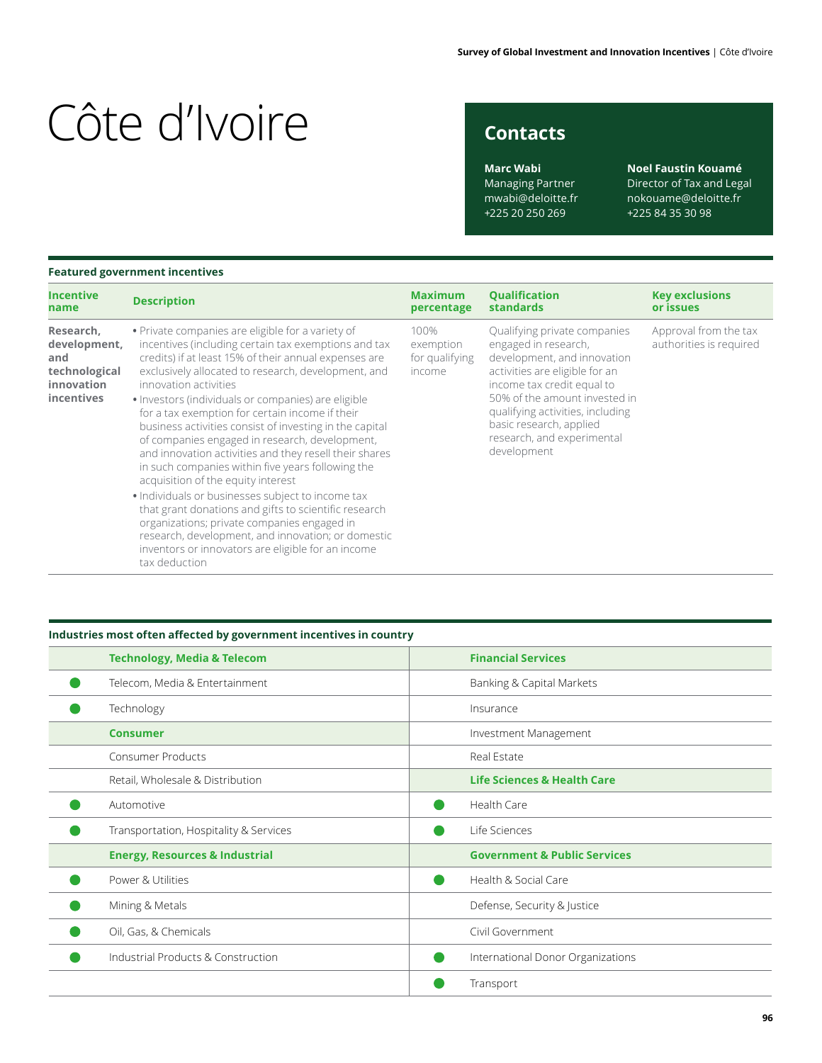# Côte d'Ivoire

## Contacts

**Marc Wabi**
Managing Partner
mwabi@deloitte.fr
+225 20 250 269

**Noel Faustin Kouamé**
Director of Tax and Legal
nokouame@deloitte.fr
+225 84 35 30 98

### Featured government incentives

| Incentive name | Description | Maximum percentage | Qualification standards | Key exclusions or issues |
|---|---|---|---|---|
| **Research, development, and technological innovation incentives** | • Private companies are eligible for a variety of incentives (including certain tax exemptions and tax credits) if at least 15% of their annual expenses are exclusively allocated to research, development, and innovation activities<br>• Investors (individuals or companies) are eligible for a tax exemption for certain income if their business activities consist of investing in the capital of companies engaged in research, development, and innovation activities and they resell their shares in such companies within five years following the acquisition of the equity interest<br>• Individuals or businesses subject to income tax that grant donations and gifts to scientific research organizations; private companies engaged in research, development, and innovation; or domestic inventors or innovators are eligible for an income tax deduction | 100% exemption for qualifying income | Qualifying private companies engaged in research, development, and innovation activities are eligible for an income tax credit equal to 50% of the amount invested in qualifying activities, including basic research, applied research, and experimental development | Approval from the tax authorities is required |

### Industries most often affected by government incentives in country

| | Technology, Media & Telecom | | Financial Services |
|---|---|---|---|
| ● | Telecom, Media & Entertainment | | Banking & Capital Markets |
| ● | Technology | | Insurance |
| | **Consumer** | | Investment Management |
| | Consumer Products | | Real Estate |
| | Retail, Wholesale & Distribution | | **Life Sciences & Health Care** |
| ● | Automotive | ● | Health Care |
| ● | Transportation, Hospitality & Services | ● | Life Sciences |
| | **Energy, Resources & Industrial** | | **Government & Public Services** |
| ● | Power & Utilities | ● | Health & Social Care |
| ● | Mining & Metals | | Defense, Security & Justice |
| ● | Oil, Gas, & Chemicals | | Civil Government |
| ● | Industrial Products & Construction | ● | International Donor Organizations |
| | | ● | Transport |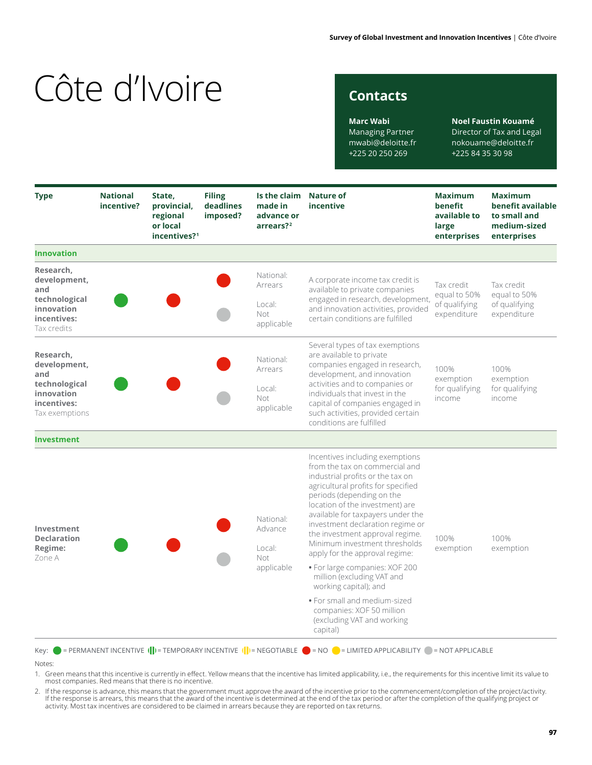# Côte d'Ivoire

## Contacts

**Marc Wabi**
Managing Partner
mwabi@deloitte.fr
+225 20 250 269

**Noel Faustin Kouamé**
Director of Tax and Legal
nokouame@deloitte.fr
+225 84 35 30 98

| Type | National incentive? | State, provincial, regional or local incentives?[1] | Filing deadlines imposed? | Is the claim made in advance or arrears?[2] | Nature of incentive | Maximum benefit available to large enterprises | Maximum benefit available to small and medium-sized enterprises |
|---|---|---|---|---|---|---|---|
| **Innovation** | | | | | | | |
| **Research, development, and technological innovation incentives:** Tax credits | PERMANENT INCENTIVE | NO | National: NO; Local: NOT APPLICABLE | National: Arrears<br><br>Local: Not applicable | A corporate income tax credit is available to private companies engaged in research, development, and innovation activities, provided certain conditions are fulfilled | Tax credit equal to 50% of qualifying expenditure | Tax credit equal to 50% of qualifying expenditure |
| **Research, development, and technological innovation incentives:** Tax exemptions | PERMANENT INCENTIVE | NO | National: NO; Local: NOT APPLICABLE | National: Arrears<br><br>Local: Not applicable | Several types of tax exemptions are available to private companies engaged in research, development, and innovation activities and to companies or individuals that invest in the capital of companies engaged in such activities, provided certain conditions are fulfilled | 100% exemption for qualifying income | 100% exemption for qualifying income |
| **Investment** | | | | | | | |
| **Investment Declaration Regime:** Zone A | PERMANENT INCENTIVE | NO | National: NO; Local: NOT APPLICABLE | National: Advance<br><br>Local: Not applicable | Incentives including exemptions from the tax on commercial and industrial profits or the tax on agricultural profits for specified periods (depending on the location of the investment) are available for taxpayers under the investment declaration regime or the investment approval regime. Minimum investment thresholds apply for the approval regime:<br>• For large companies: XOF 200 million (excluding VAT and working capital); and<br>• For small and medium-sized companies: XOF 50 million (excluding VAT and working capital) | 100% exemption | 100% exemption |

Key: ● = PERMANENT INCENTIVE ● = TEMPORARY INCENTIVE ● = NEGOTIABLE ● = NO ● = LIMITED APPLICABILITY ● = NOT APPLICABLE

Notes:

1. Green means that this incentive is currently in effect. Yellow means that the incentive has limited applicability, i.e., the requirements for this incentive limit its value to most companies. Red means that there is no incentive.
2. If the response is advance, this means that the government must approve the award of the incentive prior to the commencement/completion of the project/activity. If the response is arrears, this means that the award of the incentive is determined at the end of the tax period or after the completion of the qualifying project or activity. Most tax incentives are considered to be claimed in arrears because they are reported on tax returns.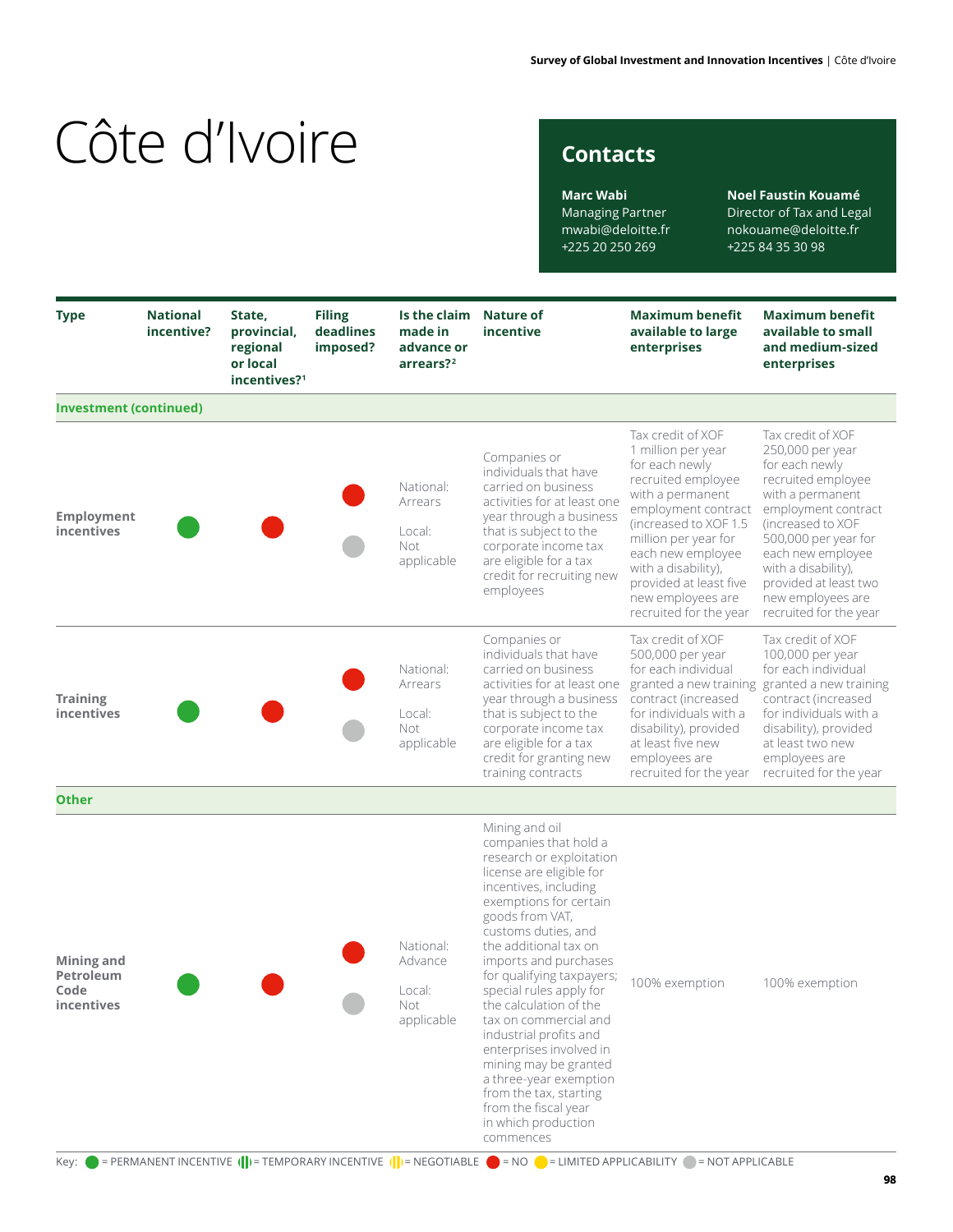# Côte d'Ivoire

## Contacts

**Marc Wabi**
Managing Partner
mwabi@deloitte.fr
+225 20 250 269

**Noel Faustin Kouamé**
Director of Tax and Legal
nokouame@deloitte.fr
+225 84 35 30 98

| Type | National incentive? | State, provincial, regional or local incentives?[1] | Filing deadlines imposed? | Is the claim made in advance or arrears?[2] | Nature of incentive | Maximum benefit available to large enterprises | Maximum benefit available to small and medium-sized enterprises |
|---|---|---|---|---|---|---|---|
| **Investment (continued)** | | | | | | | |
| **Employment incentives** | PERMANENT INCENTIVE | NO | National: NO<br>Local: NOT APPLICABLE | National: Arrears<br>Local: Not applicable | Companies or individuals that have carried on business activities for at least one year through a business that is subject to the corporate income tax are eligible for a tax credit for recruiting new employees | Tax credit of XOF 1 million per year for each newly recruited employee with a permanent employment contract (increased to XOF 1.5 million per year for each new employee with a disability), provided at least five new employees are recruited for the year | Tax credit of XOF 250,000 per year for each newly recruited employee with a permanent employment contract (increased to XOF 500,000 per year for each new employee with a disability), provided at least two new employees are recruited for the year |
| **Training incentives** | PERMANENT INCENTIVE | NO | National: NO<br>Local: NOT APPLICABLE | National: Arrears<br>Local: Not applicable | Companies or individuals that have carried on business activities for at least one year through a business that is subject to the corporate income tax are eligible for a tax credit for granting new training contracts | Tax credit of XOF 500,000 per year for each individual granted a new training contract (increased for individuals with a disability), provided at least five new employees are recruited for the year | Tax credit of XOF 100,000 per year for each individual granted a new training contract (increased for individuals with a disability), provided at least two new employees are recruited for the year |
| **Other** | | | | | | | |
| **Mining and Petroleum Code incentives** | PERMANENT INCENTIVE | NO | National: NO<br>Local: NOT APPLICABLE | National: Advance<br>Local: Not applicable | Mining and oil companies that hold a research or exploitation license are eligible for incentives, including exemptions for certain goods from VAT, customs duties, and the additional tax on imports and purchases for qualifying taxpayers; special rules apply for the calculation of the tax on commercial and industrial profits and enterprises involved in mining may be granted a three-year exemption from the tax, starting from the fiscal year in which production commences | 100% exemption | 100% exemption |

Key: PERMANENT INCENTIVE = green circle; TEMPORARY INCENTIVE; NEGOTIABLE; NO = red circle; LIMITED APPLICABILITY; NOT APPLICABLE = grey circle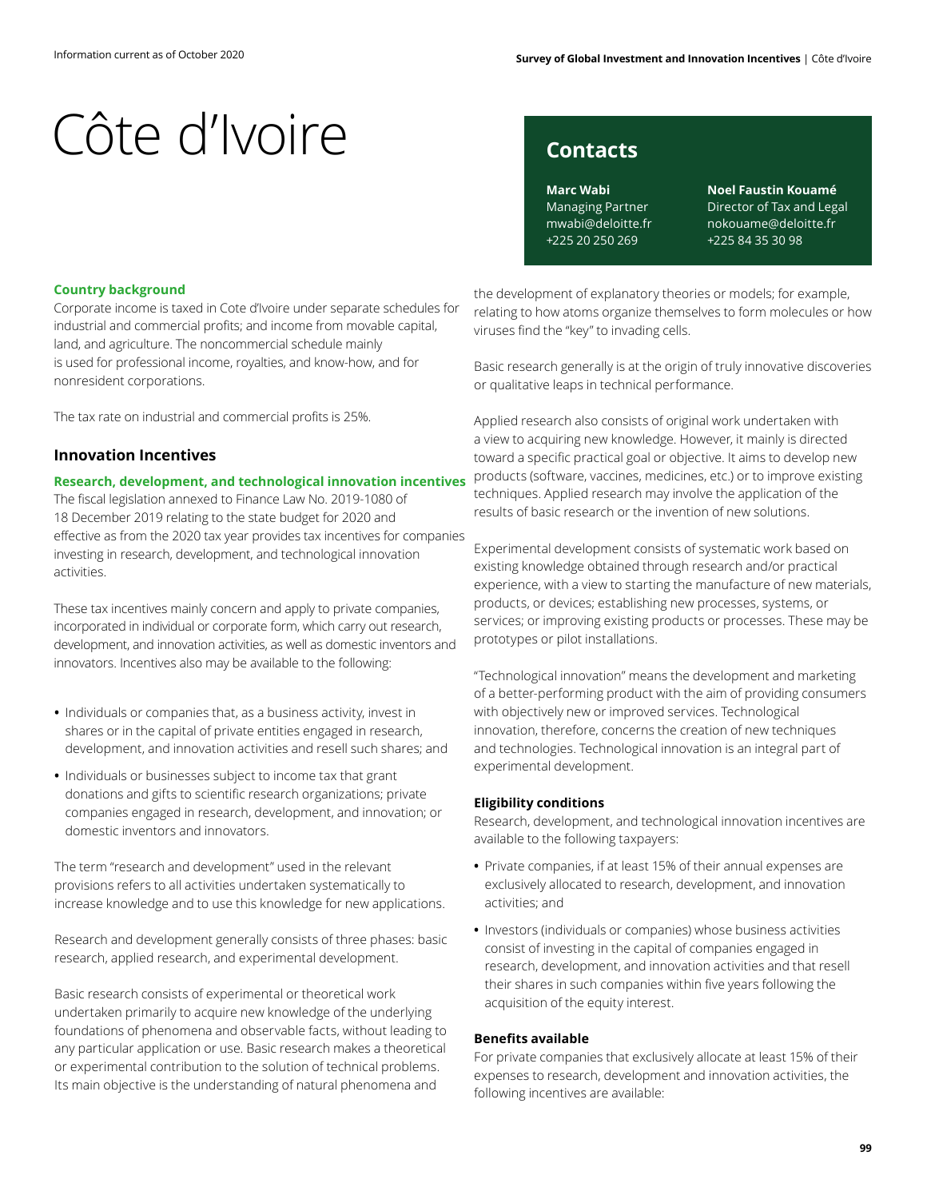# Côte d'Ivoire

## Contacts

**Marc Wabi**
Managing Partner
mwabi@deloitte.fr
+225 20 250 269

**Noel Faustin Kouamé**
Director of Tax and Legal
nokouame@deloitte.fr
+225 84 35 30 98

**Country background**

Corporate income is taxed in Cote d'Ivoire under separate schedules for industrial and commercial profits; and income from movable capital, land, and agriculture. The noncommercial schedule mainly is used for professional income, royalties, and know-how, and for nonresident corporations.

The tax rate on industrial and commercial profits is 25%.

## Innovation Incentives

**Research, development, and technological innovation incentives**

The fiscal legislation annexed to Finance Law No. 2019-1080 of 18 December 2019 relating to the state budget for 2020 and effective as from the 2020 tax year provides tax incentives for companies investing in research, development, and technological innovation activities.

These tax incentives mainly concern and apply to private companies, incorporated in individual or corporate form, which carry out research, development, and innovation activities, as well as domestic inventors and innovators. Incentives also may be available to the following:

- Individuals or companies that, as a business activity, invest in shares or in the capital of private entities engaged in research, development, and innovation activities and resell such shares; and
- Individuals or businesses subject to income tax that grant donations and gifts to scientific research organizations; private companies engaged in research, development, and innovation; or domestic inventors and innovators.

The term "research and development" used in the relevant provisions refers to all activities undertaken systematically to increase knowledge and to use this knowledge for new applications.

Research and development generally consists of three phases: basic research, applied research, and experimental development.

Basic research consists of experimental or theoretical work undertaken primarily to acquire new knowledge of the underlying foundations of phenomena and observable facts, without leading to any particular application or use. Basic research makes a theoretical or experimental contribution to the solution of technical problems. Its main objective is the understanding of natural phenomena and the development of explanatory theories or models; for example, relating to how atoms organize themselves to form molecules or how viruses find the "key" to invading cells.

Basic research generally is at the origin of truly innovative discoveries or qualitative leaps in technical performance.

Applied research also consists of original work undertaken with a view to acquiring new knowledge. However, it mainly is directed toward a specific practical goal or objective. It aims to develop new products (software, vaccines, medicines, etc.) or to improve existing techniques. Applied research may involve the application of the results of basic research or the invention of new solutions.

Experimental development consists of systematic work based on existing knowledge obtained through research and/or practical experience, with a view to starting the manufacture of new materials, products, or devices; establishing new processes, systems, or services; or improving existing products or processes. These may be prototypes or pilot installations.

"Technological innovation" means the development and marketing of a better-performing product with the aim of providing consumers with objectively new or improved services. Technological innovation, therefore, concerns the creation of new techniques and technologies. Technological innovation is an integral part of experimental development.

**Eligibility conditions**

Research, development, and technological innovation incentives are available to the following taxpayers:

- Private companies, if at least 15% of their annual expenses are exclusively allocated to research, development, and innovation activities; and
- Investors (individuals or companies) whose business activities consist of investing in the capital of companies engaged in research, development, and innovation activities and that resell their shares in such companies within five years following the acquisition of the equity interest.

**Benefits available**

For private companies that exclusively allocate at least 15% of their expenses to research, development and innovation activities, the following incentives are available: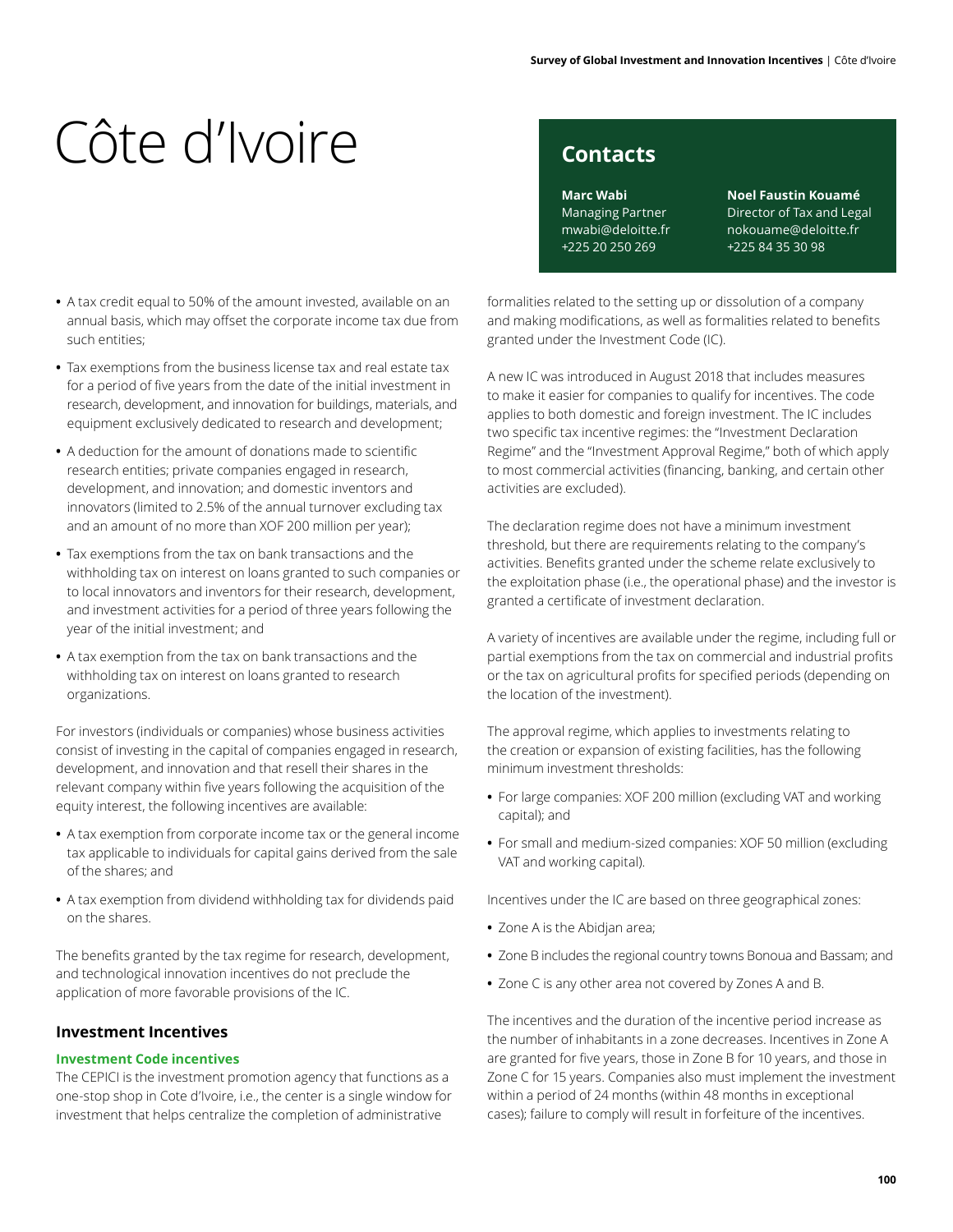# Côte d'Ivoire

## Contacts

**Marc Wabi**
Managing Partner
mwabi@deloitte.fr
+225 20 250 269

**Noel Faustin Kouamé**
Director of Tax and Legal
nokouame@deloitte.fr
+225 84 35 30 98

- A tax credit equal to 50% of the amount invested, available on an annual basis, which may offset the corporate income tax due from such entities;
- Tax exemptions from the business license tax and real estate tax for a period of five years from the date of the initial investment in research, development, and innovation for buildings, materials, and equipment exclusively dedicated to research and development;
- A deduction for the amount of donations made to scientific research entities; private companies engaged in research, development, and innovation; and domestic inventors and innovators (limited to 2.5% of the annual turnover excluding tax and an amount of no more than XOF 200 million per year);
- Tax exemptions from the tax on bank transactions and the withholding tax on interest on loans granted to such companies or to local innovators and inventors for their research, development, and investment activities for a period of three years following the year of the initial investment; and
- A tax exemption from the tax on bank transactions and the withholding tax on interest on loans granted to research organizations.

For investors (individuals or companies) whose business activities consist of investing in the capital of companies engaged in research, development, and innovation and that resell their shares in the relevant company within five years following the acquisition of the equity interest, the following incentives are available:

- A tax exemption from corporate income tax or the general income tax applicable to individuals for capital gains derived from the sale of the shares; and
- A tax exemption from dividend withholding tax for dividends paid on the shares.

The benefits granted by the tax regime for research, development, and technological innovation incentives do not preclude the application of more favorable provisions of the IC.

### Investment Incentives

#### Investment Code incentives

The CEPICI is the investment promotion agency that functions as a one-stop shop in Cote d'Ivoire, i.e., the center is a single window for investment that helps centralize the completion of administrative formalities related to the setting up or dissolution of a company and making modifications, as well as formalities related to benefits granted under the Investment Code (IC).

A new IC was introduced in August 2018 that includes measures to make it easier for companies to qualify for incentives. The code applies to both domestic and foreign investment. The IC includes two specific tax incentive regimes: the "Investment Declaration Regime" and the "Investment Approval Regime," both of which apply to most commercial activities (financing, banking, and certain other activities are excluded).

The declaration regime does not have a minimum investment threshold, but there are requirements relating to the company's activities. Benefits granted under the scheme relate exclusively to the exploitation phase (i.e., the operational phase) and the investor is granted a certificate of investment declaration.

A variety of incentives are available under the regime, including full or partial exemptions from the tax on commercial and industrial profits or the tax on agricultural profits for specified periods (depending on the location of the investment).

The approval regime, which applies to investments relating to the creation or expansion of existing facilities, has the following minimum investment thresholds:

- For large companies: XOF 200 million (excluding VAT and working capital); and
- For small and medium-sized companies: XOF 50 million (excluding VAT and working capital).

Incentives under the IC are based on three geographical zones:

- Zone A is the Abidjan area;
- Zone B includes the regional country towns Bonoua and Bassam; and
- Zone C is any other area not covered by Zones A and B.

The incentives and the duration of the incentive period increase as the number of inhabitants in a zone decreases. Incentives in Zone A are granted for five years, those in Zone B for 10 years, and those in Zone C for 15 years. Companies also must implement the investment within a period of 24 months (within 48 months in exceptional cases); failure to comply will result in forfeiture of the incentives.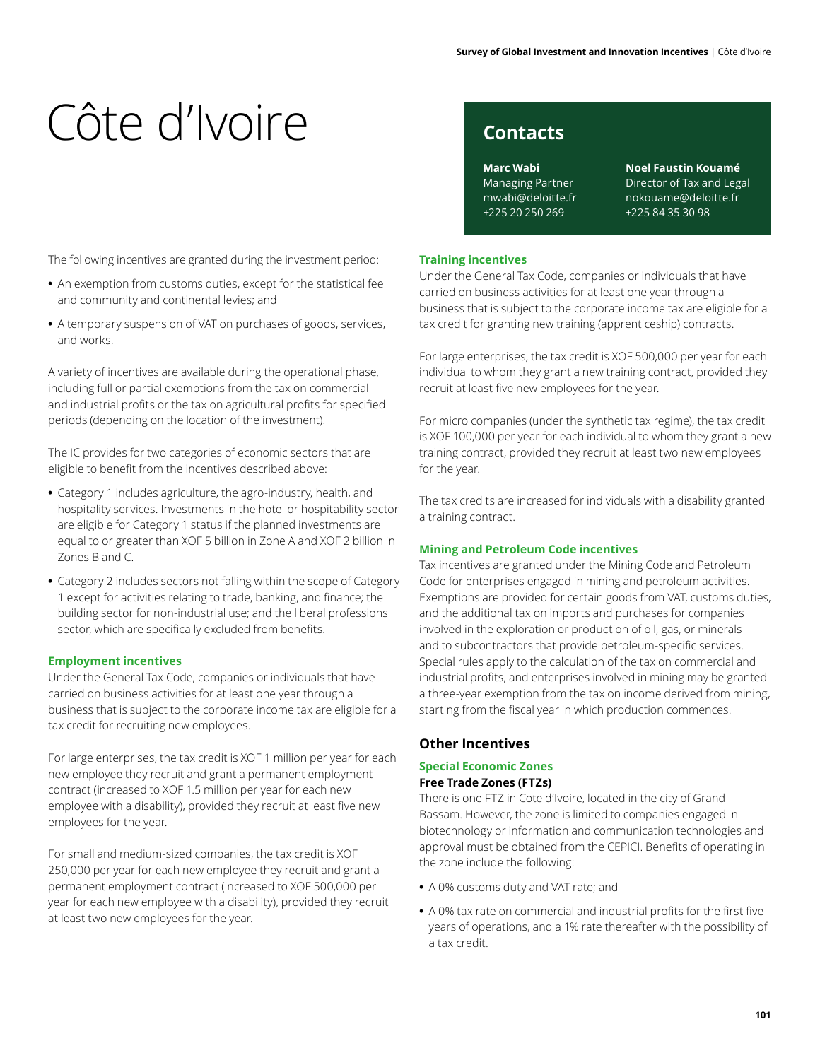# Côte d'Ivoire

## Contacts

**Marc Wabi**
Managing Partner
mwabi@deloitte.fr
+225 20 250 269

**Noel Faustin Kouamé**
Director of Tax and Legal
nokouame@deloitte.fr
+225 84 35 30 98

The following incentives are granted during the investment period:

- An exemption from customs duties, except for the statistical fee and community and continental levies; and
- A temporary suspension of VAT on purchases of goods, services, and works.

A variety of incentives are available during the operational phase, including full or partial exemptions from the tax on commercial and industrial profits or the tax on agricultural profits for specified periods (depending on the location of the investment).

The IC provides for two categories of economic sectors that are eligible to benefit from the incentives described above:

- Category 1 includes agriculture, the agro-industry, health, and hospitality services. Investments in the hotel or hospitability sector are eligible for Category 1 status if the planned investments are equal to or greater than XOF 5 billion in Zone A and XOF 2 billion in Zones B and C.
- Category 2 includes sectors not falling within the scope of Category 1 except for activities relating to trade, banking, and finance; the building sector for non-industrial use; and the liberal professions sector, which are specifically excluded from benefits.

### Employment incentives

Under the General Tax Code, companies or individuals that have carried on business activities for at least one year through a business that is subject to the corporate income tax are eligible for a tax credit for recruiting new employees.

For large enterprises, the tax credit is XOF 1 million per year for each new employee they recruit and grant a permanent employment contract (increased to XOF 1.5 million per year for each new employee with a disability), provided they recruit at least five new employees for the year.

For small and medium-sized companies, the tax credit is XOF 250,000 per year for each new employee they recruit and grant a permanent employment contract (increased to XOF 500,000 per year for each new employee with a disability), provided they recruit at least two new employees for the year.

### Training incentives

Under the General Tax Code, companies or individuals that have carried on business activities for at least one year through a business that is subject to the corporate income tax are eligible for a tax credit for granting new training (apprenticeship) contracts.

For large enterprises, the tax credit is XOF 500,000 per year for each individual to whom they grant a new training contract, provided they recruit at least five new employees for the year.

For micro companies (under the synthetic tax regime), the tax credit is XOF 100,000 per year for each individual to whom they grant a new training contract, provided they recruit at least two new employees for the year.

The tax credits are increased for individuals with a disability granted a training contract.

### Mining and Petroleum Code incentives

Tax incentives are granted under the Mining Code and Petroleum Code for enterprises engaged in mining and petroleum activities. Exemptions are provided for certain goods from VAT, customs duties, and the additional tax on imports and purchases for companies involved in the exploration or production of oil, gas, or minerals and to subcontractors that provide petroleum-specific services. Special rules apply to the calculation of the tax on commercial and industrial profits, and enterprises involved in mining may be granted a three-year exemption from the tax on income derived from mining, starting from the fiscal year in which production commences.

## Other Incentives

### Special Economic Zones

**Free Trade Zones (FTZs)**

There is one FTZ in Cote d'Ivoire, located in the city of Grand-Bassam. However, the zone is limited to companies engaged in biotechnology or information and communication technologies and approval must be obtained from the CEPICI. Benefits of operating in the zone include the following:

- A 0% customs duty and VAT rate; and
- A 0% tax rate on commercial and industrial profits for the first five years of operations, and a 1% rate thereafter with the possibility of a tax credit.